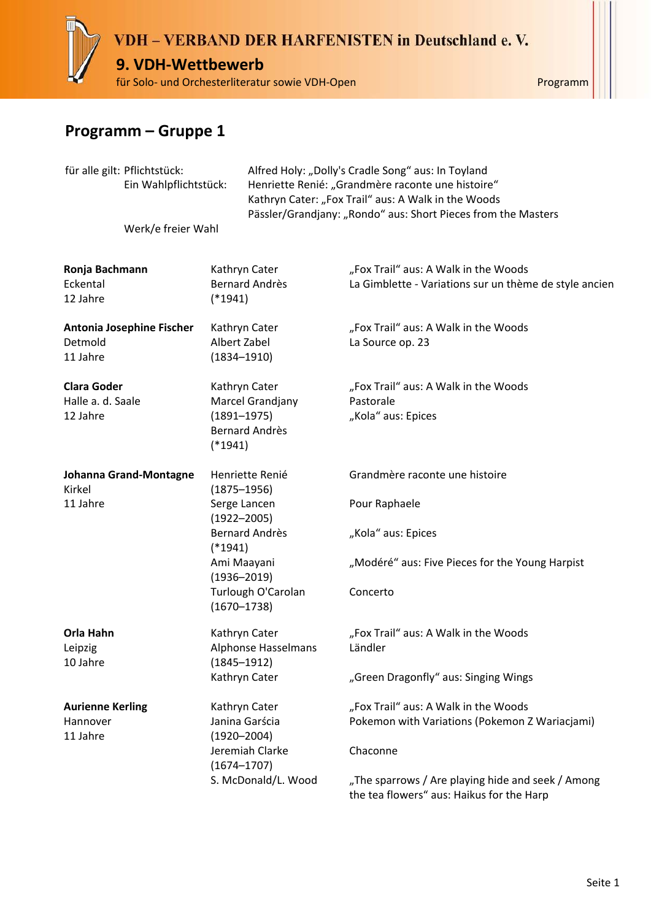# Programm – Gruppe 1

| | | |
|---|---|---|
| für alle gilt: | Pflichtstück: | Alfred Holy: „Dolly's Cradle Song“ aus: In Toyland |
| | Ein Wahlpflichtstück: | Henriette Renié: „Grandmère raconte une histoire“ |
| | | Kathryn Cater: „Fox Trail“ aus: A Walk in the Woods |
| | | Pässler/Grandjany: „Rondo“ aus: Short Pieces from the Masters |
| | Werk/e freier Wahl | |

| Teilnehmer/in | Komponist | Werk |
|---|---|---|
| **Ronja Bachmann**<br>Eckental<br>12 Jahre | Kathryn Cater<br>Bernard Andrès (*1941) | „Fox Trail“ aus: A Walk in the Woods<br>La Gimblette - Variations sur un thème de style ancien |
| **Antonia Josephine Fischer**<br>Detmold<br>11 Jahre | Kathryn Cater<br>Albert Zabel (1834–1910) | „Fox Trail“ aus: A Walk in the Woods<br>La Source op. 23 |
| **Clara Goder**<br>Halle a. d. Saale<br>12 Jahre | Kathryn Cater<br>Marcel Grandjany (1891–1975)<br>Bernard Andrès (*1941) | „Fox Trail“ aus: A Walk in the Woods<br>Pastorale<br>„Kola“ aus: Epices |
| **Johanna Grand-Montagne**<br>Kirkel<br>11 Jahre | Henriette Renié (1875–1956)<br>Serge Lancen (1922–2005)<br>Bernard Andrès (*1941)<br>Ami Maayani (1936–2019)<br>Turlough O'Carolan (1670–1738) | Grandmère raconte une histoire<br>Pour Raphaele<br>„Kola“ aus: Epices<br>„Modéré“ aus: Five Pieces for the Young Harpist<br>Concerto |
| **Orla Hahn**<br>Leipzig<br>10 Jahre | Kathryn Cater<br>Alphonse Hasselmans (1845–1912)<br>Kathryn Cater | „Fox Trail“ aus: A Walk in the Woods<br>Ländler<br>„Green Dragonfly“ aus: Singing Wings |
| **Aurienne Kerling**<br>Hannover<br>11 Jahre | Kathryn Cater<br>Janina Garścia (1920–2004)<br>Jeremiah Clarke (1674–1707)<br>S. McDonald/L. Wood | „Fox Trail“ aus: A Walk in the Woods<br>Pokemon with Variations (Pokemon Z Wariacjami)<br>Chaconne<br>„The sparrows / Are playing hide and seek / Among the tea flowers“ aus: Haikus for the Harp |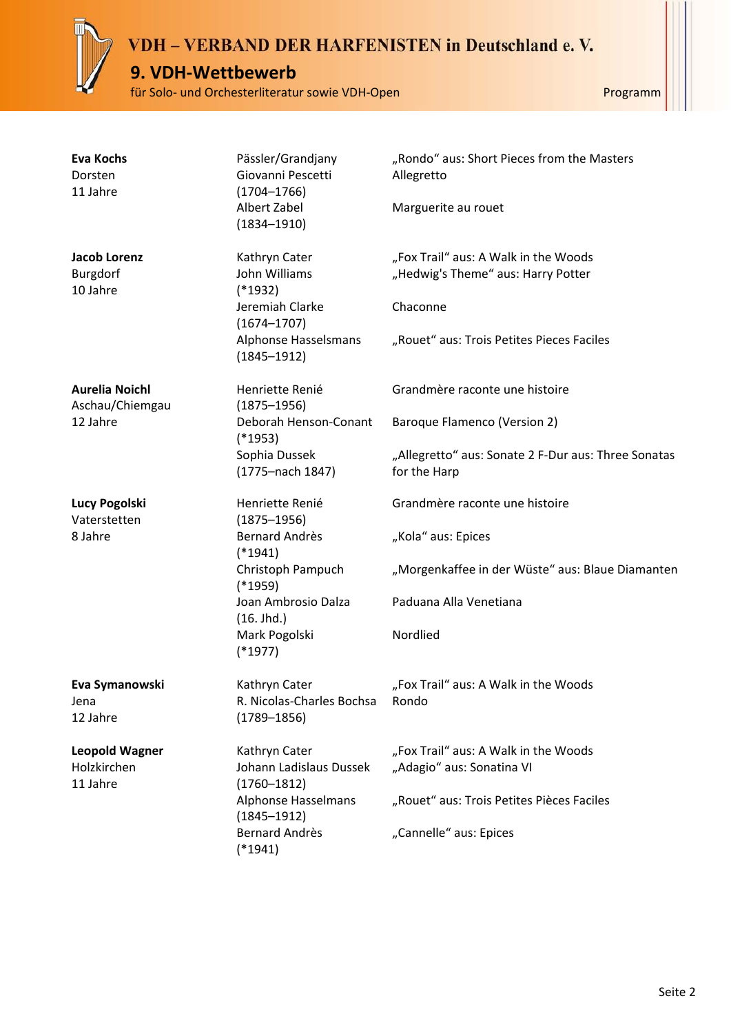| | | |
|---|---|---|
| **Eva Kochs**<br>Dorsten<br>11 Jahre | Pässler/Grandjany | „Rondo“ aus: Short Pieces from the Masters |
| | Giovanni Pescetti (1704–1766) | Allegretto |
| | Albert Zabel (1834–1910) | Marguerite au rouet |
| **Jacob Lorenz**<br>Burgdorf<br>10 Jahre | Kathryn Cater | „Fox Trail“ aus: A Walk in the Woods |
| | John Williams (*1932) | „Hedwig's Theme“ aus: Harry Potter |
| | Jeremiah Clarke (1674–1707) | Chaconne |
| | Alphonse Hasselsmans (1845–1912) | „Rouet“ aus: Trois Petites Pieces Faciles |
| **Aurelia Noichl**<br>Aschau/Chiemgau<br>12 Jahre | Henriette Renié (1875–1956) | Grandmère raconte une histoire |
| | Deborah Henson-Conant (*1953) | Baroque Flamenco (Version 2) |
| | Sophia Dussek (1775–nach 1847) | „Allegretto“ aus: Sonate 2 F-Dur aus: Three Sonatas for the Harp |
| **Lucy Pogolski**<br>Vaterstetten<br>8 Jahre | Henriette Renié (1875–1956) | Grandmère raconte une histoire |
| | Bernard Andrès (*1941) | „Kola“ aus: Epices |
| | Christoph Pampuch (*1959) | „Morgenkaffee in der Wüste“ aus: Blaue Diamanten |
| | Joan Ambrosio Dalza (16. Jhd.) | Paduana Alla Venetiana |
| | Mark Pogolski (*1977) | Nordlied |
| **Eva Symanowski**<br>Jena<br>12 Jahre | Kathryn Cater | „Fox Trail“ aus: A Walk in the Woods |
| | R. Nicolas-Charles Bochsa (1789–1856) | Rondo |
| **Leopold Wagner**<br>Holzkirchen<br>11 Jahre | Kathryn Cater | „Fox Trail“ aus: A Walk in the Woods |
| | Johann Ladislaus Dussek (1760–1812) | „Adagio“ aus: Sonatina VI |
| | Alphonse Hasselmans (1845–1912) | „Rouet“ aus: Trois Petites Pièces Faciles |
| | Bernard Andrès (*1941) | „Cannelle“ aus: Epices |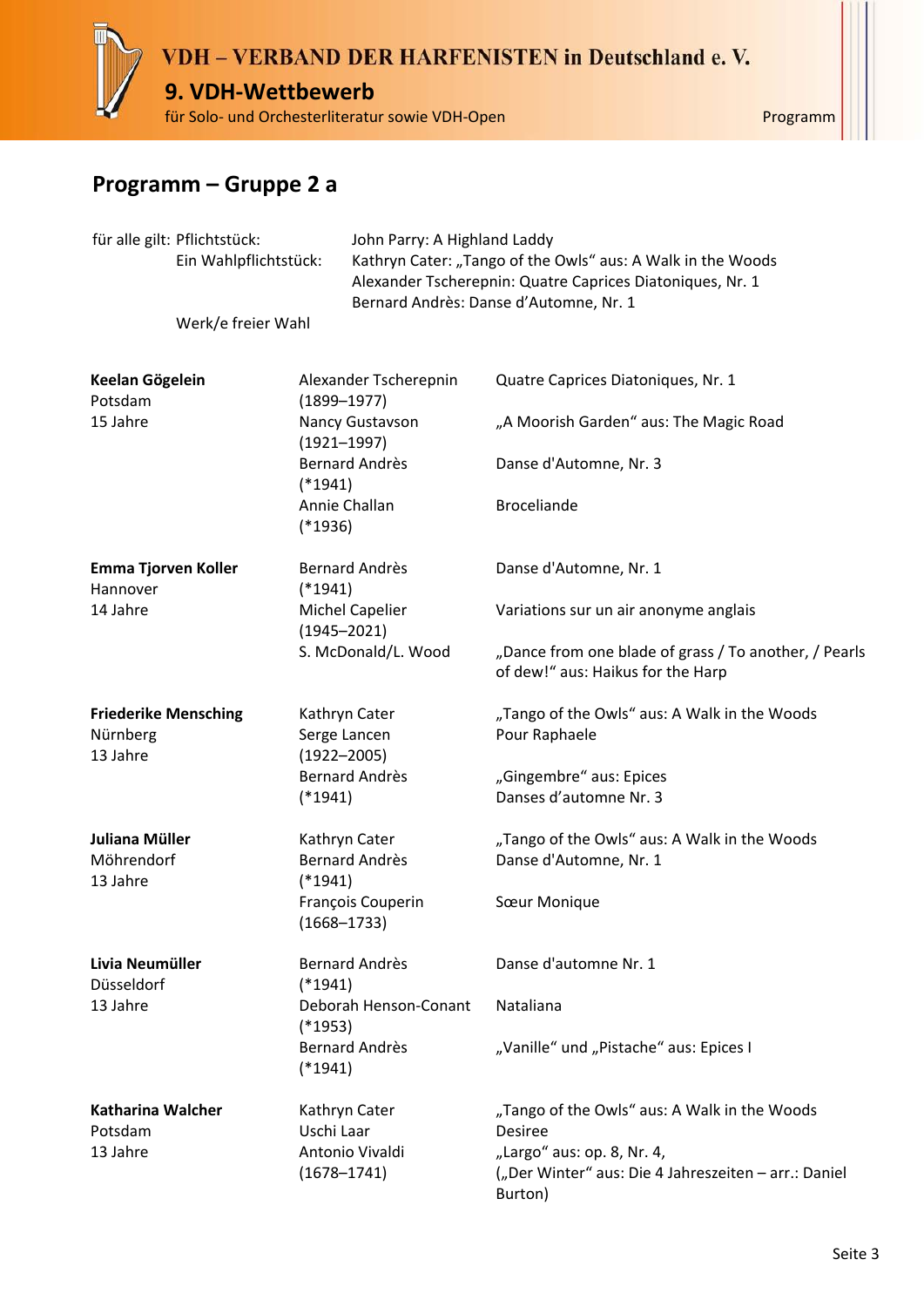## Programm – Gruppe 2 a

| | |
|---|---|
| für alle gilt: Pflichtstück: | John Parry: A Highland Laddy |
| Ein Wahlpflichtstück: | Kathryn Cater: „Tango of the Owls" aus: A Walk in the Woods<br>Alexander Tscherepnin: Quatre Caprices Diatoniques, Nr. 1<br>Bernard Andrès: Danse d'Automne, Nr. 1 |
| Werk/e freier Wahl | |

| Teilnehmer/in | Komponist | Werk |
|---|---|---|
| **Keelan Gögelein**<br>Potsdam<br>15 Jahre | Alexander Tscherepnin (1899–1977) | Quatre Caprices Diatoniques, Nr. 1 |
| | Nancy Gustavson (1921–1997) | „A Moorish Garden" aus: The Magic Road |
| | Bernard Andrès (*1941) | Danse d'Automne, Nr. 3 |
| | Annie Challan (*1936) | Broceliande |
| **Emma Tjorven Koller**<br>Hannover<br>14 Jahre | Bernard Andrès (*1941) | Danse d'Automne, Nr. 1 |
| | Michel Capelier (1945–2021) | Variations sur un air anonyme anglais |
| | S. McDonald/L. Wood | „Dance from one blade of grass / To another, / Pearls of dew!" aus: Haikus for the Harp |
| **Friederike Mensching**<br>Nürnberg<br>13 Jahre | Kathryn Cater | „Tango of the Owls" aus: A Walk in the Woods |
| | Serge Lancen (1922–2005) | Pour Raphaele |
| | Bernard Andrès (*1941) | „Gingembre" aus: Epices<br>Danses d'automne Nr. 3 |
| **Juliana Müller**<br>Möhrendorf<br>13 Jahre | Kathryn Cater | „Tango of the Owls" aus: A Walk in the Woods |
| | Bernard Andrès (*1941) | Danse d'Automne, Nr. 1 |
| | François Couperin (1668–1733) | Sœur Monique |
| **Livia Neumüller**<br>Düsseldorf<br>13 Jahre | Bernard Andrès (*1941) | Danse d'automne Nr. 1 |
| | Deborah Henson-Conant (*1953) | Nataliana |
| | Bernard Andrès (*1941) | „Vanille" und „Pistache" aus: Epices I |
| **Katharina Walcher**<br>Potsdam<br>13 Jahre | Kathryn Cater | „Tango of the Owls" aus: A Walk in the Woods |
| | Uschi Laar | Desiree |
| | Antonio Vivaldi (1678–1741) | „Largo" aus: op. 8, Nr. 4,<br>(„Der Winter" aus: Die 4 Jahreszeiten – arr.: Daniel Burton) |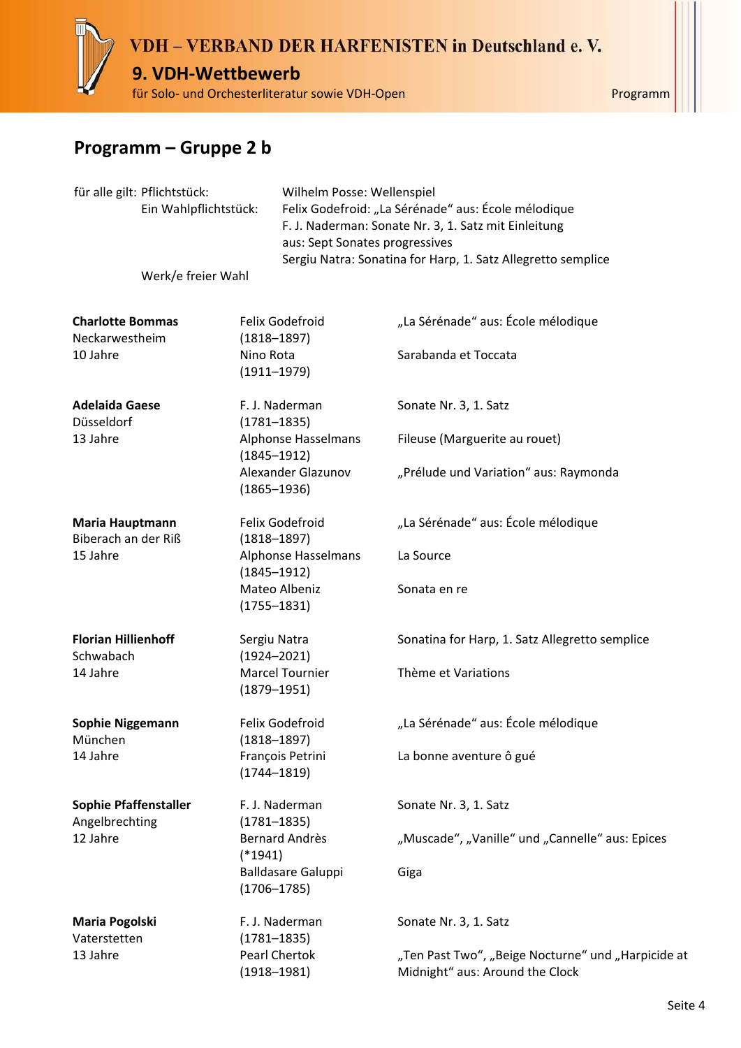## Programm – Gruppe 2 b

für alle gilt: Pflichtstück: Wilhelm Posse: Wellenspiel

Ein Wahlpflichtstück: Felix Godefroid: „La Sérénade“ aus: École mélodique
F. J. Naderman: Sonate Nr. 3, 1. Satz mit Einleitung aus: Sept Sonates progressives
Sergiu Natra: Sonatina for Harp, 1. Satz Allegretto semplice

Werk/e freier Wahl

| | | |
|---|---|---|
| **Charlotte Bommas**<br>Neckarwestheim<br>10 Jahre | Felix Godefroid<br>(1818–1897) | „La Sérénade“ aus: École mélodique |
| | Nino Rota<br>(1911–1979) | Sarabanda et Toccata |
| **Adelaida Gaese**<br>Düsseldorf<br>13 Jahre | F. J. Naderman<br>(1781–1835) | Sonate Nr. 3, 1. Satz |
| | Alphonse Hasselmans<br>(1845–1912) | Fileuse (Marguerite au rouet) |
| | Alexander Glazunov<br>(1865–1936) | „Prélude und Variation“ aus: Raymonda |
| **Maria Hauptmann**<br>Biberach an der Riß<br>15 Jahre | Felix Godefroid<br>(1818–1897) | „La Sérénade“ aus: École mélodique |
| | Alphonse Hasselmans<br>(1845–1912) | La Source |
| | Mateo Albeniz<br>(1755–1831) | Sonata en re |
| **Florian Hillienhoff**<br>Schwabach<br>14 Jahre | Sergiu Natra<br>(1924–2021) | Sonatina for Harp, 1. Satz Allegretto semplice |
| | Marcel Tournier<br>(1879–1951) | Thème et Variations |
| **Sophie Niggemann**<br>München<br>14 Jahre | Felix Godefroid<br>(1818–1897) | „La Sérénade“ aus: École mélodique |
| | François Petrini<br>(1744–1819) | La bonne aventure ô gué |
| **Sophie Pfaffenstaller**<br>Angelbrechting<br>12 Jahre | F. J. Naderman<br>(1781–1835) | Sonate Nr. 3, 1. Satz |
| | Bernard Andrès<br>(*1941) | „Muscade“, „Vanille“ und „Cannelle“ aus: Epices |
| | Balldasare Galuppi<br>(1706–1785) | Giga |
| **Maria Pogolski**<br>Vaterstetten<br>13 Jahre | F. J. Naderman<br>(1781–1835) | Sonate Nr. 3, 1. Satz |
| | Pearl Chertok<br>(1918–1981) | „Ten Past Two“, „Beige Nocturne“ und „Harpicide at Midnight“ aus: Around the Clock |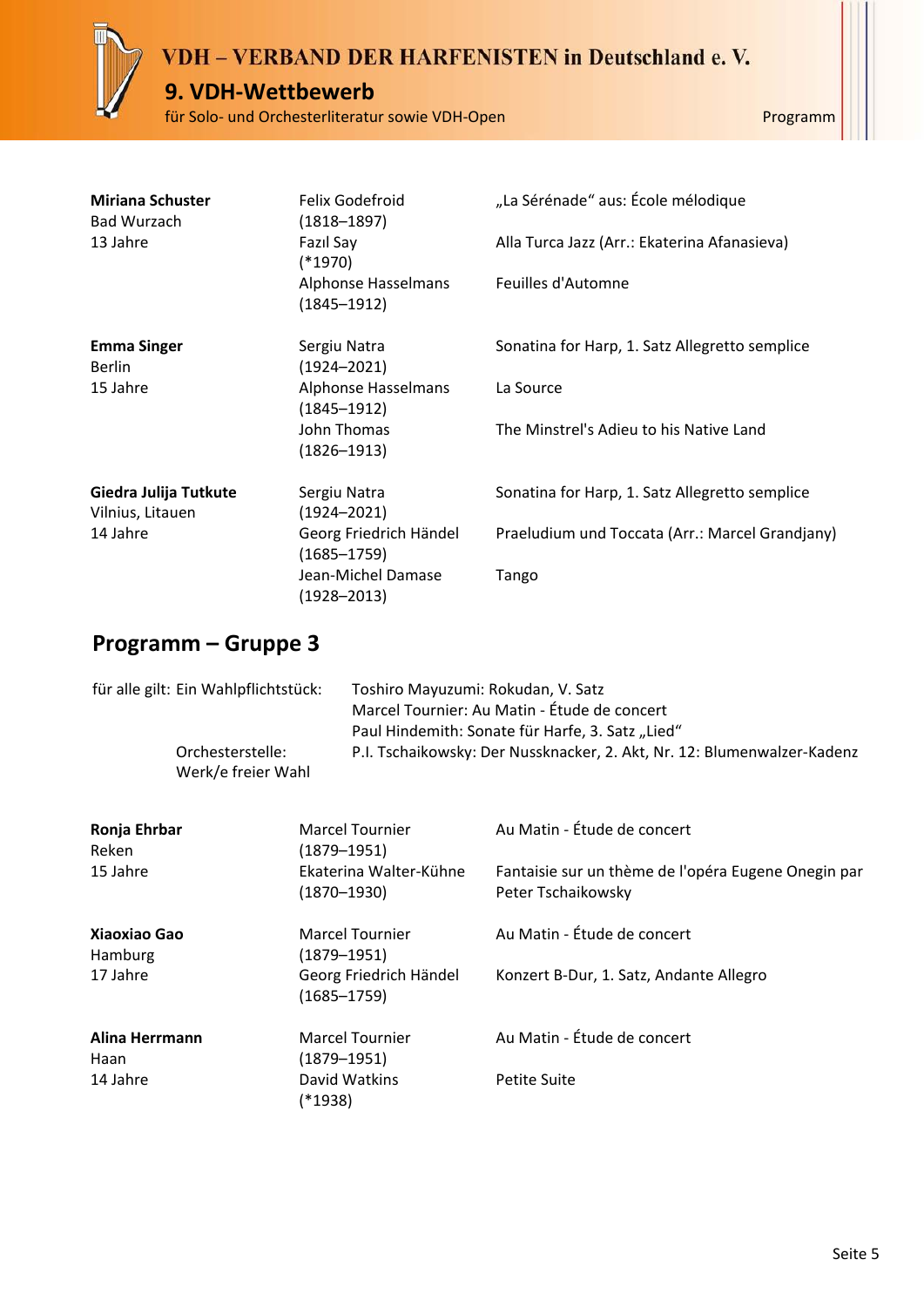| | | |
|---|---|---|
| **Miriana Schuster**<br>Bad Wurzach<br>13 Jahre | Felix Godefroid<br>(1818–1897) | „La Sérénade“ aus: École mélodique |
| | Fazıl Say<br>(*1970) | Alla Turca Jazz (Arr.: Ekaterina Afanasieva) |
| | Alphonse Hasselmans<br>(1845–1912) | Feuilles d'Automne |
| **Emma Singer**<br>Berlin<br>15 Jahre | Sergiu Natra<br>(1924–2021) | Sonatina for Harp, 1. Satz Allegretto semplice |
| | Alphonse Hasselmans<br>(1845–1912) | La Source |
| | John Thomas<br>(1826–1913) | The Minstrel's Adieu to his Native Land |
| **Giedra Julija Tutkute**<br>Vilnius, Litauen<br>14 Jahre | Sergiu Natra<br>(1924–2021) | Sonatina for Harp, 1. Satz Allegretto semplice |
| | Georg Friedrich Händel<br>(1685–1759) | Praeludium und Toccata (Arr.: Marcel Grandjany) |
| | Jean-Michel Damase<br>(1928–2013) | Tango |

## Programm – Gruppe 3

für alle gilt: Ein Wahlpflichtstück:
- Toshiro Mayuzumi: Rokudan, V. Satz
- Marcel Tournier: Au Matin - Étude de concert
- Paul Hindemith: Sonate für Harfe, 3. Satz „Lied“

Orchesterstelle: P.I. Tschaikowsky: Der Nussknacker, 2. Akt, Nr. 12: Blumenwalzer-Kadenz

Werk/e freier Wahl

| | | |
|---|---|---|
| **Ronja Ehrbar**<br>Reken<br>15 Jahre | Marcel Tournier<br>(1879–1951) | Au Matin - Étude de concert |
| | Ekaterina Walter-Kühne<br>(1870–1930) | Fantaisie sur un thème de l'opéra Eugene Onegin par Peter Tschaikowsky |
| **Xiaoxiao Gao**<br>Hamburg<br>17 Jahre | Marcel Tournier<br>(1879–1951) | Au Matin - Étude de concert |
| | Georg Friedrich Händel<br>(1685–1759) | Konzert B-Dur, 1. Satz, Andante Allegro |
| **Alina Herrmann**<br>Haan<br>14 Jahre | Marcel Tournier<br>(1879–1951) | Au Matin - Étude de concert |
| | David Watkins<br>(*1938) | Petite Suite |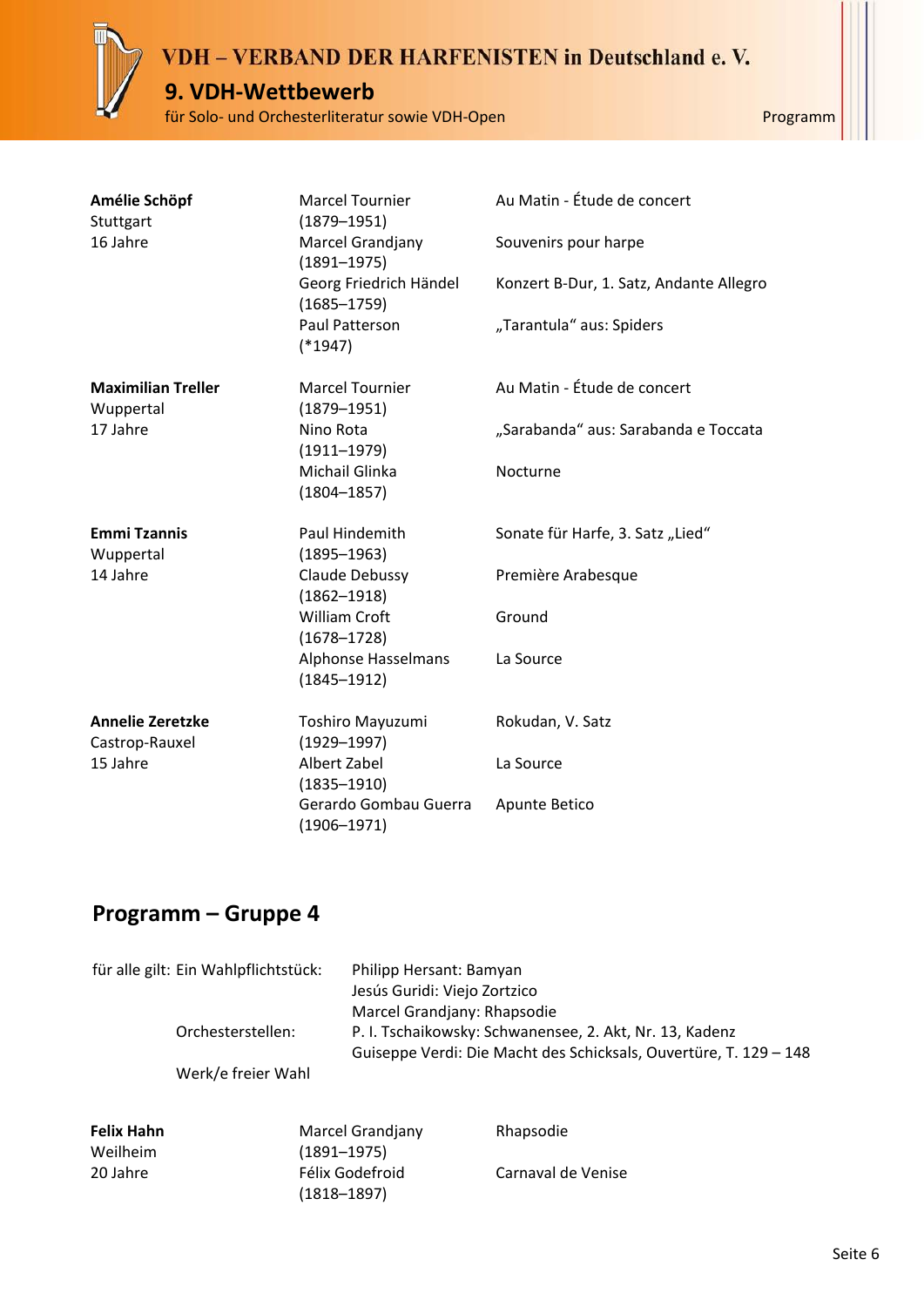| | | |
|---|---|---|
| **Amélie Schöpf**<br>Stuttgart<br>16 Jahre | Marcel Tournier<br>(1879–1951) | Au Matin - Étude de concert |
| | Marcel Grandjany<br>(1891–1975) | Souvenirs pour harpe |
| | Georg Friedrich Händel<br>(1685–1759) | Konzert B-Dur, 1. Satz, Andante Allegro |
| | Paul Patterson<br>(*1947) | „Tarantula“ aus: Spiders |
| **Maximilian Treller**<br>Wuppertal<br>17 Jahre | Marcel Tournier<br>(1879–1951) | Au Matin - Étude de concert |
| | Nino Rota<br>(1911–1979) | „Sarabanda“ aus: Sarabanda e Toccata |
| | Michail Glinka<br>(1804–1857) | Nocturne |
| **Emmi Tzannis**<br>Wuppertal<br>14 Jahre | Paul Hindemith<br>(1895–1963) | Sonate für Harfe, 3. Satz „Lied“ |
| | Claude Debussy<br>(1862–1918) | Première Arabesque |
| | William Croft<br>(1678–1728) | Ground |
| | Alphonse Hasselmans<br>(1845–1912) | La Source |
| **Annelie Zeretzke**<br>Castrop-Rauxel<br>15 Jahre | Toshiro Mayuzumi<br>(1929–1997) | Rokudan, V. Satz |
| | Albert Zabel<br>(1835–1910) | La Source |
| | Gerardo Gombau Guerra<br>(1906–1971) | Apunte Betico |

## Programm – Gruppe 4

| | |
|---|---|
| für alle gilt: Ein Wahlpflichtstück: | Philipp Hersant: Bamyan<br>Jesús Guridi: Viejo Zortzico<br>Marcel Grandjany: Rhapsodie |
| Orchesterstellen: | P. I. Tschaikowsky: Schwanensee, 2. Akt, Nr. 13, Kadenz<br>Guiseppe Verdi: Die Macht des Schicksals, Ouvertüre, T. 129 – 148 |
| Werk/e freier Wahl | |

| | | |
|---|---|---|
| **Felix Hahn**<br>Weilheim<br>20 Jahre | Marcel Grandjany<br>(1891–1975) | Rhapsodie |
| | Félix Godefroid<br>(1818–1897) | Carnaval de Venise |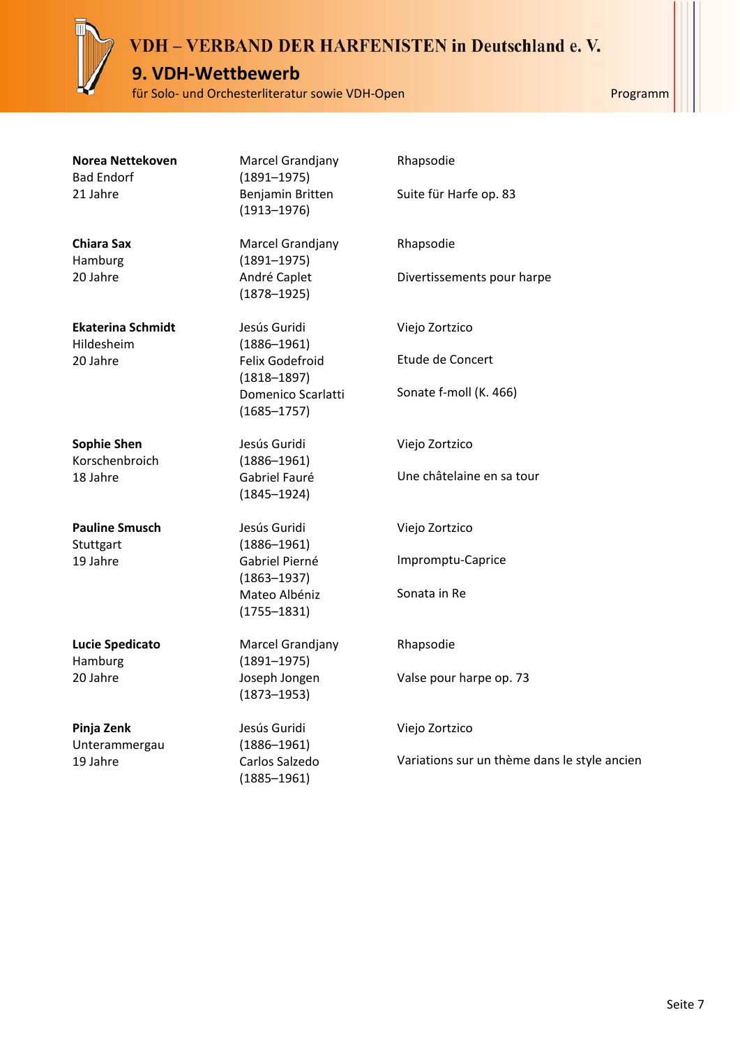| | | |
|---|---|---|
| **Norea Nettekoven**<br>Bad Endorf<br>21 Jahre | Marcel Grandjany<br>(1891–1975)<br>Benjamin Britten<br>(1913–1976) | Rhapsodie<br><br>Suite für Harfe op. 83 |
| **Chiara Sax**<br>Hamburg<br>20 Jahre | Marcel Grandjany<br>(1891–1975)<br>André Caplet<br>(1878–1925) | Rhapsodie<br><br>Divertissements pour harpe |
| **Ekaterina Schmidt**<br>Hildesheim<br>20 Jahre | Jesús Guridi<br>(1886–1961)<br>Felix Godefroid<br>(1818–1897)<br>Domenico Scarlatti<br>(1685–1757) | Viejo Zortzico<br><br>Etude de Concert<br><br>Sonate f-moll (K. 466) |
| **Sophie Shen**<br>Korschenbroich<br>18 Jahre | Jesús Guridi<br>(1886–1961)<br>Gabriel Fauré<br>(1845–1924) | Viejo Zortzico<br><br>Une châtelaine en sa tour |
| **Pauline Smusch**<br>Stuttgart<br>19 Jahre | Jesús Guridi<br>(1886–1961)<br>Gabriel Pierné<br>(1863–1937)<br>Mateo Albéniz<br>(1755–1831) | Viejo Zortzico<br><br>Impromptu-Caprice<br><br>Sonata in Re |
| **Lucie Spedicato**<br>Hamburg<br>20 Jahre | Marcel Grandjany<br>(1891–1975)<br>Joseph Jongen<br>(1873–1953) | Rhapsodie<br><br>Valse pour harpe op. 73 |
| **Pinja Zenk**<br>Unterammergau<br>19 Jahre | Jesús Guridi<br>(1886–1961)<br>Carlos Salzedo<br>(1885–1961) | Viejo Zortzico<br><br>Variations sur un thème dans le style ancien |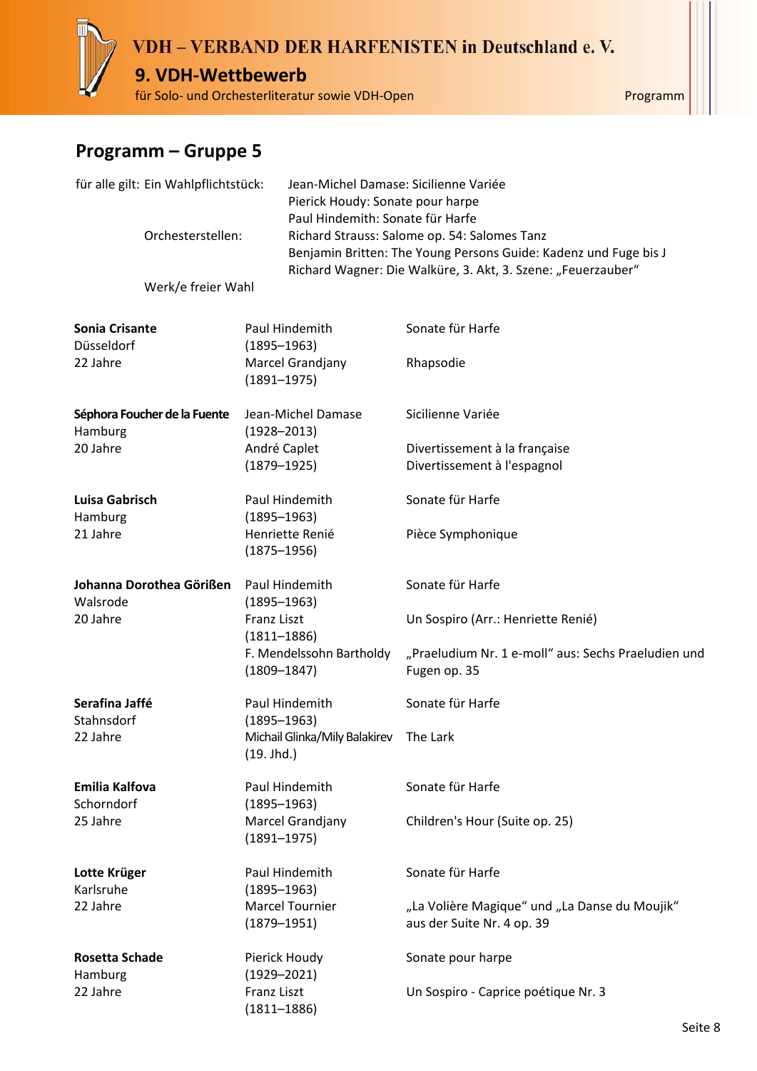## Programm – Gruppe 5

für alle gilt: Ein Wahlpflichtstück:
- Jean-Michel Damase: Sicilienne Variée
- Pierick Houdy: Sonate pour harpe
- Paul Hindemith: Sonate für Harfe

Orchesterstellen:
- Richard Strauss: Salome op. 54: Salomes Tanz
- Benjamin Britten: The Young Persons Guide: Kadenz und Fuge bis J
- Richard Wagner: Die Walküre, 3. Akt, 3. Szene: „Feuerzauber“

Werk/e freier Wahl

| Teilnehmer/in | Komponist | Werk |
|---|---|---|
| **Sonia Crisante**<br>Düsseldorf<br>22 Jahre | Paul Hindemith (1895–1963)<br>Marcel Grandjany (1891–1975) | Sonate für Harfe<br>Rhapsodie |
| **Séphora Foucher de la Fuente**<br>Hamburg<br>20 Jahre | Jean-Michel Damase (1928–2013)<br>André Caplet (1879–1925) | Sicilienne Variée<br>Divertissement à la française<br>Divertissement à l'espagnol |
| **Luisa Gabrisch**<br>Hamburg<br>21 Jahre | Paul Hindemith (1895–1963)<br>Henriette Renié (1875–1956) | Sonate für Harfe<br>Pièce Symphonique |
| **Johanna Dorothea Görißen**<br>Walsrode<br>20 Jahre | Paul Hindemith (1895–1963)<br>Franz Liszt (1811–1886)<br>F. Mendelssohn Bartholdy (1809–1847) | Sonate für Harfe<br>Un Sospiro (Arr.: Henriette Renié)<br>„Praeludium Nr. 1 e-moll“ aus: Sechs Praeludien und Fugen op. 35 |
| **Serafina Jaffé**<br>Stahnsdorf<br>22 Jahre | Paul Hindemith (1895–1963)<br>Michail Glinka/Mily Balakirev (19. Jhd.) | Sonate für Harfe<br>The Lark |
| **Emilia Kalfova**<br>Schorndorf<br>25 Jahre | Paul Hindemith (1895–1963)<br>Marcel Grandjany (1891–1975) | Sonate für Harfe<br>Children's Hour (Suite op. 25) |
| **Lotte Krüger**<br>Karlsruhe<br>22 Jahre | Paul Hindemith (1895–1963)<br>Marcel Tournier (1879–1951) | Sonate für Harfe<br>„La Volière Magique“ und „La Danse du Moujik“ aus der Suite Nr. 4 op. 39 |
| **Rosetta Schade**<br>Hamburg<br>22 Jahre | Pierick Houdy (1929–2021)<br>Franz Liszt (1811–1886) | Sonate pour harpe<br>Un Sospiro - Caprice poétique Nr. 3 |